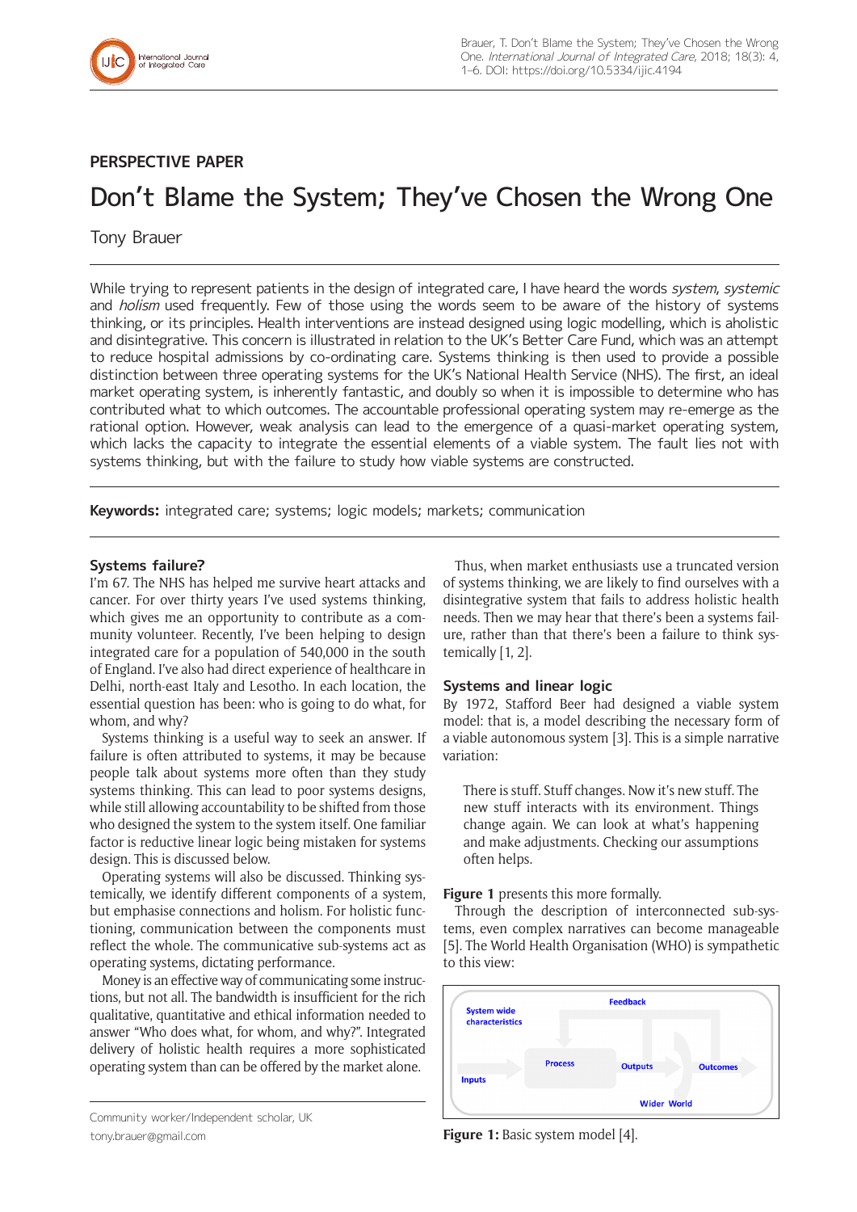PERSPECTIVE PAPER

# Don't Blame the System; They've Chosen the Wrong One

Tony Brauer

While trying to represent patients in the design of integrated care, I have heard the words *system*, *systemic* and *holism* used frequently. Few of those using the words seem to be aware of the history of systems thinking, or its principles. Health interventions are instead designed using logic modelling, which is aholistic and disintegrative. This concern is illustrated in relation to the UK's Better Care Fund, which was an attempt to reduce hospital admissions by co-ordinating care. Systems thinking is then used to provide a possible distinction between three operating systems for the UK's National Health Service (NHS). The first, an ideal market operating system, is inherently fantastic, and doubly so when it is impossible to determine who has contributed what to which outcomes. The accountable professional operating system may re-emerge as the rational option. However, weak analysis can lead to the emergence of a quasi-market operating system, which lacks the capacity to integrate the essential elements of a viable system. The fault lies not with systems thinking, but with the failure to study how viable systems are constructed.

**Keywords:** integrated care; systems; logic models; markets; communication

## Systems failure?

I'm 67. The NHS has helped me survive heart attacks and cancer. For over thirty years I've used systems thinking, which gives me an opportunity to contribute as a community volunteer. Recently, I've been helping to design integrated care for a population of 540,000 in the south of England. I've also had direct experience of healthcare in Delhi, north-east Italy and Lesotho. In each location, the essential question has been: who is going to do what, for whom, and why?

Systems thinking is a useful way to seek an answer. If failure is often attributed to systems, it may be because people talk about systems more often than they study systems thinking. This can lead to poor systems designs, while still allowing accountability to be shifted from those who designed the system to the system itself. One familiar factor is reductive linear logic being mistaken for systems design. This is discussed below.

Operating systems will also be discussed. Thinking systemically, we identify different components of a system, but emphasise connections and holism. For holistic functioning, communication between the components must reflect the whole. The communicative sub-systems act as operating systems, dictating performance.

Money is an effective way of communicating some instructions, but not all. The bandwidth is insufficient for the rich qualitative, quantitative and ethical information needed to answer "Who does what, for whom, and why?". Integrated delivery of holistic health requires a more sophisticated operating system than can be offered by the market alone.

Thus, when market enthusiasts use a truncated version of systems thinking, we are likely to find ourselves with a disintegrative system that fails to address holistic health needs. Then we may hear that there's been a systems failure, rather than that there's been a failure to think systemically [1, 2].

## Systems and linear logic

By 1972, Stafford Beer had designed a viable system model: that is, a model describing the necessary form of a viable autonomous system [3]. This is a simple narrative variation:

> There is stuff. Stuff changes. Now it's new stuff. The new stuff interacts with its environment. Things change again. We can look at what's happening and make adjustments. Checking our assumptions often helps.

**Figure 1** presents this more formally.

Through the description of interconnected sub-systems, even complex narratives can become manageable [5]. The World Health Organisation (WHO) is sympathetic to this view:

**Figure 1:** Basic system model [4].

Community worker/Independent scholar, UK
tony.brauer@gmail.com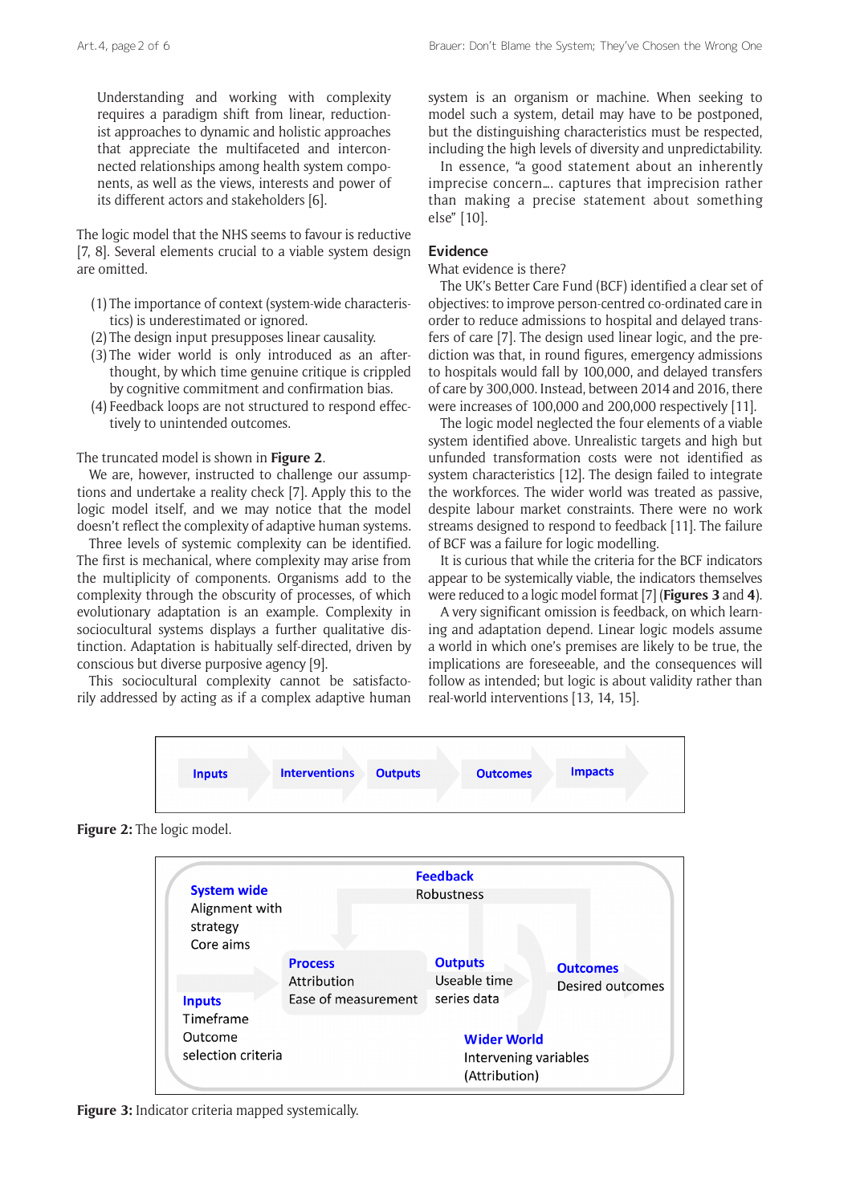> Understanding and working with complexity requires a paradigm shift from linear, reductionist approaches to dynamic and holistic approaches that appreciate the multifaceted and interconnected relationships among health system components, as well as the views, interests and power of its different actors and stakeholders [6].

The logic model that the NHS seems to favour is reductive [7, 8]. Several elements crucial to a viable system design are omitted.

1. The importance of context (system-wide characteristics) is underestimated or ignored.
2. The design input presupposes linear causality.
3. The wider world is only introduced as an afterthought, by which time genuine critique is crippled by cognitive commitment and confirmation bias.
4. Feedback loops are not structured to respond effectively to unintended outcomes.

The truncated model is shown in **Figure 2**.

We are, however, instructed to challenge our assumptions and undertake a reality check [7]. Apply this to the logic model itself, and we may notice that the model doesn't reflect the complexity of adaptive human systems.

Three levels of systemic complexity can be identified. The first is mechanical, where complexity may arise from the multiplicity of components. Organisms add to the complexity through the obscurity of processes, of which evolutionary adaptation is an example. Complexity in sociocultural systems displays a further qualitative distinction. Adaptation is habitually self-directed, driven by conscious but diverse purposive agency [9].

This sociocultural complexity cannot be satisfactorily addressed by acting as if a complex adaptive human system is an organism or machine. When seeking to model such a system, detail may have to be postponed, but the distinguishing characteristics must be respected, including the high levels of diversity and unpredictability.

In essence, "a good statement about an inherently imprecise concern.... captures that imprecision rather than making a precise statement about something else" [10].

## Evidence

What evidence is there?

The UK's Better Care Fund (BCF) identified a clear set of objectives: to improve person-centred co-ordinated care in order to reduce admissions to hospital and delayed transfers of care [7]. The design used linear logic, and the prediction was that, in round figures, emergency admissions to hospitals would fall by 100,000, and delayed transfers of care by 300,000. Instead, between 2014 and 2016, there were increases of 100,000 and 200,000 respectively [11].

The logic model neglected the four elements of a viable system identified above. Unrealistic targets and high but unfunded transformation costs were not identified as system characteristics [12]. The design failed to integrate the workforces. The wider world was treated as passive, despite labour market constraints. There were no work streams designed to respond to feedback [11]. The failure of BCF was a failure for logic modelling.

It is curious that while the criteria for the BCF indicators appear to be systemically viable, the indicators themselves were reduced to a logic model format [7] (**Figures 3** and **4**).

A very significant omission is feedback, on which learning and adaptation depend. Linear logic models assume a world in which one's premises are likely to be true, the implications are foreseeable, and the consequences will follow as intended; but logic is about validity rather than real-world interventions [13, 14, 15].

Inputs → Interventions → Outputs → Outcomes → Impacts

**Figure 2:** The logic model.

System wide: Alignment with strategy, Core aims
Feedback: Robustness
Inputs: Timeframe, Outcome selection criteria
Process: Attribution, Ease of measurement
Outputs: Useable time series data
Outcomes: Desired outcomes
Wider World: Intervening variables (Attribution)

**Figure 3:** Indicator criteria mapped systemically.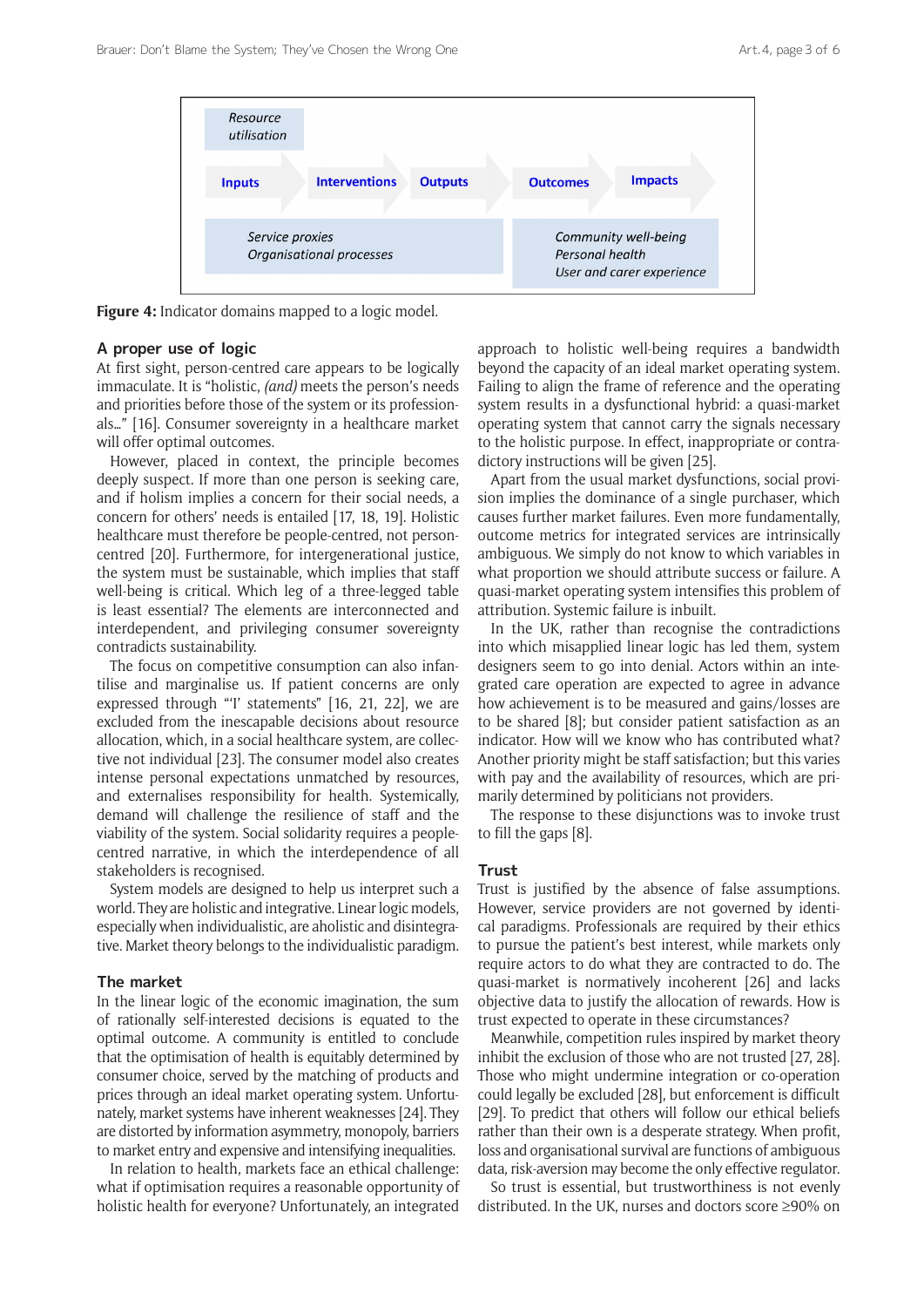Resource utilisation

Inputs → Interventions → Outputs → Outcomes → Impacts

Service proxies
Organisational processes

Community well-being
Personal health
User and carer experience

**Figure 4:** Indicator domains mapped to a logic model.

## A proper use of logic

At first sight, person-centred care appears to be logically immaculate. It is "holistic, *(and)* meets the person's needs and priorities before those of the system or its professionals..." [16]. Consumer sovereignty in a healthcare market will offer optimal outcomes.

However, placed in context, the principle becomes deeply suspect. If more than one person is seeking care, and if holism implies a concern for their social needs, a concern for others' needs is entailed [17, 18, 19]. Holistic healthcare must therefore be people-centred, not person-centred [20]. Furthermore, for intergenerational justice, the system must be sustainable, which implies that staff well-being is critical. Which leg of a three-legged table is least essential? The elements are interconnected and interdependent, and privileging consumer sovereignty contradicts sustainability.

The focus on competitive consumption can also infantilise and marginalise us. If patient concerns are only expressed through "'I' statements" [16, 21, 22], we are excluded from the inescapable decisions about resource allocation, which, in a social healthcare system, are collective not individual [23]. The consumer model also creates intense personal expectations unmatched by resources, and externalises responsibility for health. Systemically, demand will challenge the resilience of staff and the viability of the system. Social solidarity requires a people-centred narrative, in which the interdependence of all stakeholders is recognised.

System models are designed to help us interpret such a world. They are holistic and integrative. Linear logic models, especially when individualistic, are aholistic and disintegrative. Market theory belongs to the individualistic paradigm.

## The market

In the linear logic of the economic imagination, the sum of rationally self-interested decisions is equated to the optimal outcome. A community is entitled to conclude that the optimisation of health is equitably determined by consumer choice, served by the matching of products and prices through an ideal market operating system. Unfortunately, market systems have inherent weaknesses [24]. They are distorted by information asymmetry, monopoly, barriers to market entry and expensive and intensifying inequalities.

In relation to health, markets face an ethical challenge: what if optimisation requires a reasonable opportunity of holistic health for everyone? Unfortunately, an integrated approach to holistic well-being requires a bandwidth beyond the capacity of an ideal market operating system. Failing to align the frame of reference and the operating system results in a dysfunctional hybrid: a quasi-market operating system that cannot carry the signals necessary to the holistic purpose. In effect, inappropriate or contradictory instructions will be given [25].

Apart from the usual market dysfunctions, social provision implies the dominance of a single purchaser, which causes further market failures. Even more fundamentally, outcome metrics for integrated services are intrinsically ambiguous. We simply do not know to which variables in what proportion we should attribute success or failure. A quasi-market operating system intensifies this problem of attribution. Systemic failure is inbuilt.

In the UK, rather than recognise the contradictions into which misapplied linear logic has led them, system designers seem to go into denial. Actors within an integrated care operation are expected to agree in advance how achievement is to be measured and gains/losses are to be shared [8]; but consider patient satisfaction as an indicator. How will we know who has contributed what? Another priority might be staff satisfaction; but this varies with pay and the availability of resources, which are primarily determined by politicians not providers.

The response to these disjunctions was to invoke trust to fill the gaps [8].

## Trust

Trust is justified by the absence of false assumptions. However, service providers are not governed by identical paradigms. Professionals are required by their ethics to pursue the patient's best interest, while markets only require actors to do what they are contracted to do. The quasi-market is normatively incoherent [26] and lacks objective data to justify the allocation of rewards. How is trust expected to operate in these circumstances?

Meanwhile, competition rules inspired by market theory inhibit the exclusion of those who are not trusted [27, 28]. Those who might undermine integration or co-operation could legally be excluded [28], but enforcement is difficult [29]. To predict that others will follow our ethical beliefs rather than their own is a desperate strategy. When profit, loss and organisational survival are functions of ambiguous data, risk-aversion may become the only effective regulator.

So trust is essential, but trustworthiness is not evenly distributed. In the UK, nurses and doctors score ≥90% on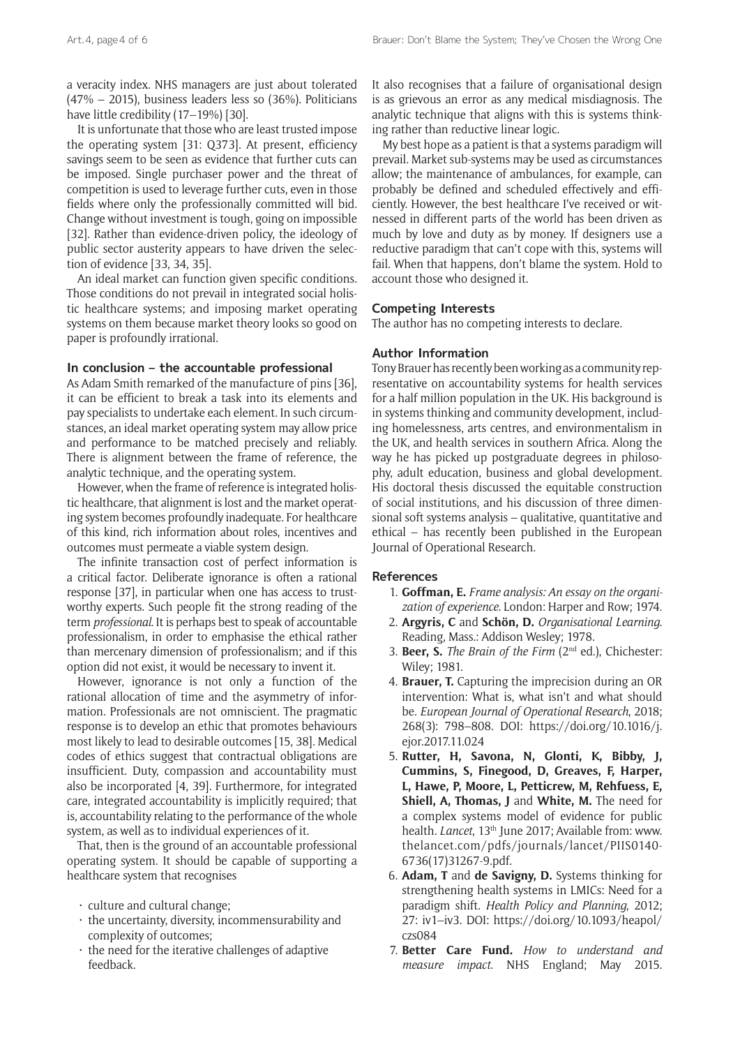a veracity index. NHS managers are just about tolerated (47% – 2015), business leaders less so (36%). Politicians have little credibility (17–19%) [30].

It is unfortunate that those who are least trusted impose the operating system [31: Q373]. At present, efficiency savings seem to be seen as evidence that further cuts can be imposed. Single purchaser power and the threat of competition is used to leverage further cuts, even in those fields where only the professionally committed will bid. Change without investment is tough, going on impossible [32]. Rather than evidence-driven policy, the ideology of public sector austerity appears to have driven the selection of evidence [33, 34, 35].

An ideal market can function given specific conditions. Those conditions do not prevail in integrated social holistic healthcare systems; and imposing market operating systems on them because market theory looks so good on paper is profoundly irrational.

### In conclusion – the accountable professional

As Adam Smith remarked of the manufacture of pins [36], it can be efficient to break a task into its elements and pay specialists to undertake each element. In such circumstances, an ideal market operating system may allow price and performance to be matched precisely and reliably. There is alignment between the frame of reference, the analytic technique, and the operating system.

However, when the frame of reference is integrated holistic healthcare, that alignment is lost and the market operating system becomes profoundly inadequate. For healthcare of this kind, rich information about roles, incentives and outcomes must permeate a viable system design.

The infinite transaction cost of perfect information is a critical factor. Deliberate ignorance is often a rational response [37], in particular when one has access to trustworthy experts. Such people fit the strong reading of the term *professional*. It is perhaps best to speak of accountable professionalism, in order to emphasise the ethical rather than mercenary dimension of professionalism; and if this option did not exist, it would be necessary to invent it.

However, ignorance is not only a function of the rational allocation of time and the asymmetry of information. Professionals are not omniscient. The pragmatic response is to develop an ethic that promotes behaviours most likely to lead to desirable outcomes [15, 38]. Medical codes of ethics suggest that contractual obligations are insufficient. Duty, compassion and accountability must also be incorporated [4, 39]. Furthermore, for integrated care, integrated accountability is implicitly required; that is, accountability relating to the performance of the whole system, as well as to individual experiences of it.

That, then is the ground of an accountable professional operating system. It should be capable of supporting a healthcare system that recognises

- culture and cultural change;
- the uncertainty, diversity, incommensurability and complexity of outcomes;
- the need for the iterative challenges of adaptive feedback.

It also recognises that a failure of organisational design is as grievous an error as any medical misdiagnosis. The analytic technique that aligns with this is systems thinking rather than reductive linear logic.

My best hope as a patient is that a systems paradigm will prevail. Market sub-systems may be used as circumstances allow; the maintenance of ambulances, for example, can probably be defined and scheduled effectively and efficiently. However, the best healthcare I've received or witnessed in different parts of the world has been driven as much by love and duty as by money. If designers use a reductive paradigm that can't cope with this, systems will fail. When that happens, don't blame the system. Hold to account those who designed it.

### Competing Interests

The author has no competing interests to declare.

### Author Information

Tony Brauer has recently been working as a community representative on accountability systems for health services for a half million population in the UK. His background is in systems thinking and community development, including homelessness, arts centres, and environmentalism in the UK, and health services in southern Africa. Along the way he has picked up postgraduate degrees in philosophy, adult education, business and global development. His doctoral thesis discussed the equitable construction of social institutions, and his discussion of three dimensional soft systems analysis – qualitative, quantitative and ethical – has recently been published in the European Journal of Operational Research.

### References

1. **Goffman, E.** *Frame analysis: An essay on the organization of experience*. London: Harper and Row; 1974.
2. **Argyris, C** and **Schön, D.** *Organisational Learning*. Reading, Mass.: Addison Wesley; 1978.
3. **Beer, S.** *The Brain of the Firm* (2nd ed.), Chichester: Wiley; 1981.
4. **Brauer, T.** Capturing the imprecision during an OR intervention: What is, what isn't and what should be. *European Journal of Operational Research*, 2018; 268(3): 798–808. DOI: https://doi.org/10.1016/j.ejor.2017.11.024
5. **Rutter, H, Savona, N, Glonti, K, Bibby, J, Cummins, S, Finegood, D, Greaves, F, Harper, L, Hawe, P, Moore, L, Petticrew, M, Rehfuess, E, Shiell, A, Thomas, J** and **White, M.** The need for a complex systems model of evidence for public health. *Lancet*, 13th June 2017; Available from: www.thelancet.com/pdfs/journals/lancet/PIIS0140-6736(17)31267-9.pdf.
6. **Adam, T** and **de Savigny, D.** Systems thinking for strengthening health systems in LMICs: Need for a paradigm shift. *Health Policy and Planning*, 2012; 27: iv1–iv3. DOI: https://doi.org/10.1093/heapol/czs084
7. **Better Care Fund.** *How to understand and measure impact*. NHS England; May 2015.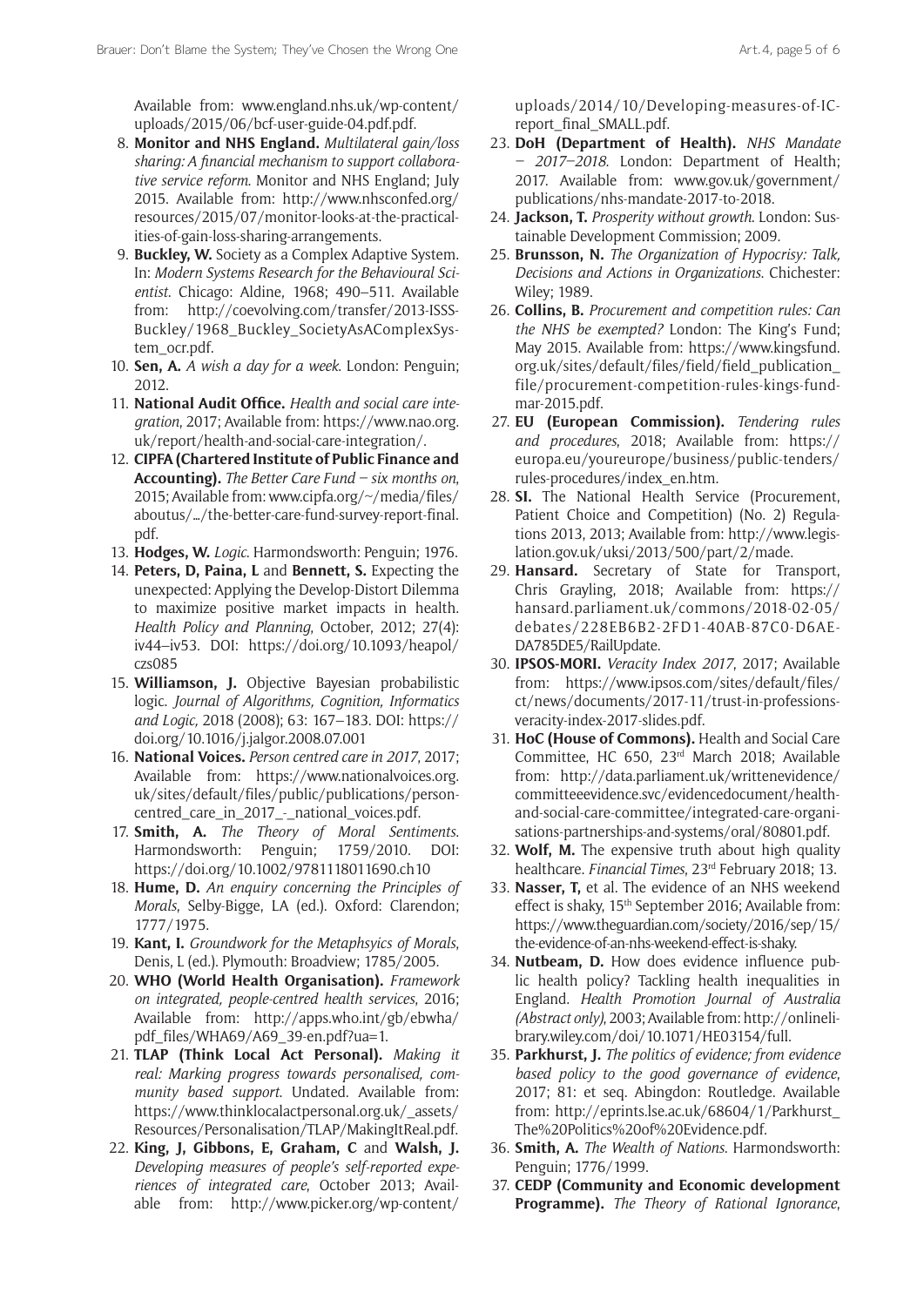Available from: www.england.nhs.uk/wp-content/uploads/2015/06/bcf-user-guide-04.pdf.pdf.

8. **Monitor and NHS England.** *Multilateral gain/loss sharing: A financial mechanism to support collaborative service reform*. Monitor and NHS England; July 2015. Available from: http://www.nhsconfed.org/resources/2015/07/monitor-looks-at-the-practicalities-of-gain-loss-sharing-arrangements.
9. **Buckley, W.** Society as a Complex Adaptive System. In: *Modern Systems Research for the Behavioural Scientist*. Chicago: Aldine, 1968; 490–511. Available from: http://coevolving.com/transfer/2013-ISSS-Buckley/1968_Buckley_SocietyAsAComplexSystem_ocr.pdf.
10. **Sen, A.** *A wish a day for a week*. London: Penguin; 2012.
11. **National Audit Office.** *Health and social care integration*, 2017; Available from: https://www.nao.org.uk/report/health-and-social-care-integration/.
12. **CIPFA (Chartered Institute of Public Finance and Accounting).** *The Better Care Fund – six months on*, 2015; Available from: www.cipfa.org/~/media/files/aboutus/.../the-better-care-fund-survey-report-final.pdf.
13. **Hodges, W.** *Logic*. Harmondsworth: Penguin; 1976.
14. **Peters, D, Paina, L** and **Bennett, S.** Expecting the unexpected: Applying the Develop-Distort Dilemma to maximize positive market impacts in health. *Health Policy and Planning*, October, 2012; 27(4): iv44–iv53. DOI: https://doi.org/10.1093/heapol/czs085
15. **Williamson, J.** Objective Bayesian probabilistic logic. *Journal of Algorithms, Cognition, Informatics and Logic,* 2018 (2008); 63: 167–183. DOI: https://doi.org/10.1016/j.jalgor.2008.07.001
16. **National Voices.** *Person centred care in 2017*, 2017; Available from: https://www.nationalvoices.org.uk/sites/default/files/public/publications/person-centred_care_in_2017_-_national_voices.pdf.
17. **Smith, A.** *The Theory of Moral Sentiments*. Harmondsworth: Penguin; 1759/2010. DOI: https://doi.org/10.1002/9781118011690.ch10
18. **Hume, D.** *An enquiry concerning the Principles of Morals*, Selby-Bigge, LA (ed.). Oxford: Clarendon; 1777/1975.
19. **Kant, I.** *Groundwork for the Metaphsyics of Morals*, Denis, L (ed.). Plymouth: Broadview; 1785/2005.
20. **WHO (World Health Organisation).** *Framework on integrated, people-centred health services*, 2016; Available from: http://apps.who.int/gb/ebwha/pdf_files/WHA69/A69_39-en.pdf?ua=1.
21. **TLAP (Think Local Act Personal).** *Making it real: Marking progress towards personalised, community based support*. Undated. Available from: https://www.thinklocalactpersonal.org.uk/_assets/Resources/Personalisation/TLAP/MakingItReal.pdf.
22. **King, J, Gibbons, E, Graham, C** and **Walsh, J.** *Developing measures of people's self-reported experiences of integrated care*, October 2013; Available from: http://www.picker.org/wp-content/uploads/2014/10/Developing-measures-of-IC-report_final_SMALL.pdf.
23. **DoH (Department of Health).** *NHS Mandate – 2017–2018*. London: Department of Health; 2017. Available from: www.gov.uk/government/publications/nhs-mandate-2017-to-2018.
24. **Jackson, T.** *Prosperity without growth*. London: Sustainable Development Commission; 2009.
25. **Brunsson, N.** *The Organization of Hypocrisy: Talk, Decisions and Actions in Organizations*. Chichester: Wiley; 1989.
26. **Collins, B.** *Procurement and competition rules: Can the NHS be exempted?* London: The King's Fund; May 2015. Available from: https://www.kingsfund.org.uk/sites/default/files/field/field_publication_file/procurement-competition-rules-kings-fund-mar-2015.pdf.
27. **EU (European Commission).** *Tendering rules and procedures*, 2018; Available from: https://europa.eu/youreurope/business/public-tenders/rules-procedures/index_en.htm.
28. **SI.** The National Health Service (Procurement, Patient Choice and Competition) (No. 2) Regulations 2013, 2013; Available from: http://www.legislation.gov.uk/uksi/2013/500/part/2/made.
29. **Hansard.** Secretary of State for Transport, Chris Grayling, 2018; Available from: https://hansard.parliament.uk/commons/2018-02-05/debates/228EB6B2-2FD1-40AB-87C0-D6AE-DA785DE5/RailUpdate.
30. **IPSOS-MORI.** *Veracity Index 2017*, 2017; Available from: https://www.ipsos.com/sites/default/files/ct/news/documents/2017-11/trust-in-professions-veracity-index-2017-slides.pdf.
31. **HoC (House of Commons).** Health and Social Care Committee, HC 650, 23rd March 2018; Available from: http://data.parliament.uk/writtenevidence/committeeevidence.svc/evidencedocument/health-and-social-care-committee/integrated-care-organisations-partnerships-and-systems/oral/80801.pdf.
32. **Wolf, M.** The expensive truth about high quality healthcare. *Financial Times*, 23rd February 2018; 13.
33. **Nasser, T,** et al. The evidence of an NHS weekend effect is shaky, 15th September 2016; Available from: https://www.theguardian.com/society/2016/sep/15/the-evidence-of-an-nhs-weekend-effect-is-shaky.
34. **Nutbeam, D.** How does evidence influence public health policy? Tackling health inequalities in England. *Health Promotion Journal of Australia (Abstract only)*, 2003; Available from: http://onlinelibrary.wiley.com/doi/10.1071/HE03154/full.
35. **Parkhurst, J.** *The politics of evidence; from evidence based policy to the good governance of evidence*, 2017; 81: et seq. Abingdon: Routledge. Available from: http://eprints.lse.ac.uk/68604/1/Parkhurst_The%20Politics%20of%20Evidence.pdf.
36. **Smith, A.** *The Wealth of Nations*. Harmondsworth: Penguin; 1776/1999.
37. **CEDP (Community and Economic development Programme).** *The Theory of Rational Ignorance*,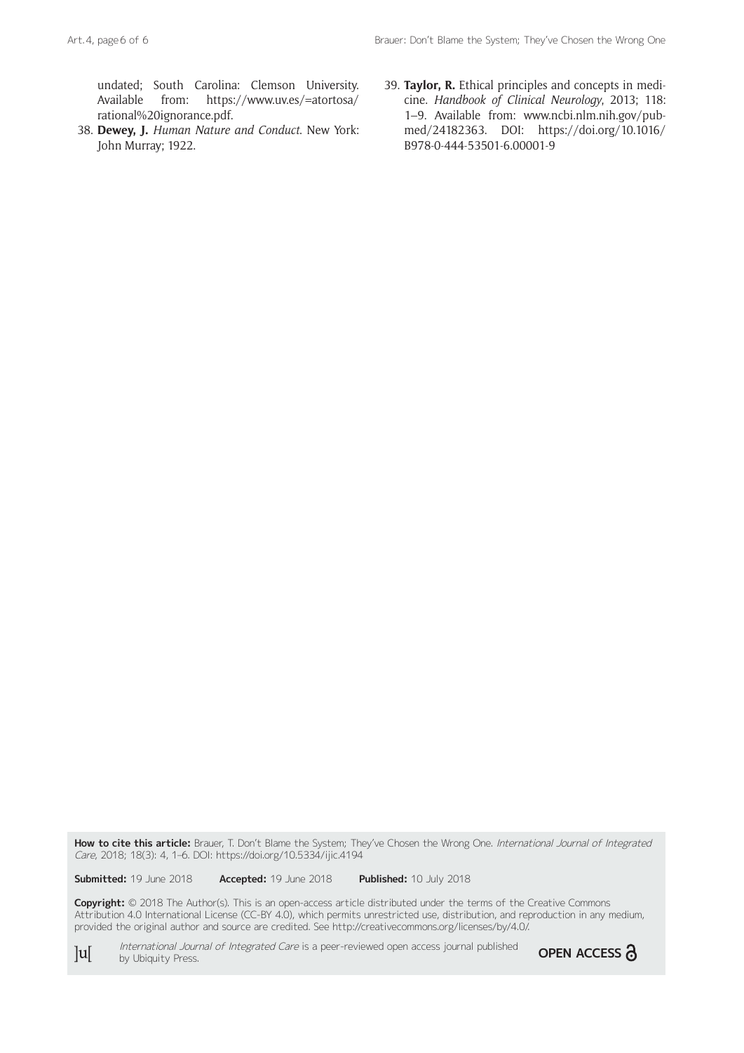undated; South Carolina: Clemson University. Available from: https://www.uv.es/=atortosa/rational%20ignorance.pdf.

38. **Dewey, J.** *Human Nature and Conduct*. New York: John Murray; 1922.

39. **Taylor, R.** Ethical principles and concepts in medicine. *Handbook of Clinical Neurology*, 2013; 118: 1–9. Available from: www.ncbi.nlm.nih.gov/pubmed/24182363. DOI: https://doi.org/10.1016/B978-0-444-53501-6.00001-9

**How to cite this article:** Brauer, T. Don't Blame the System; They've Chosen the Wrong One. *International Journal of Integrated Care*, 2018; 18(3): 4, 1–6. DOI: https://doi.org/10.5334/ijic.4194

**Submitted:** 19 June 2018 **Accepted:** 19 June 2018 **Published:** 10 July 2018

**Copyright:** © 2018 The Author(s). This is an open-access article distributed under the terms of the Creative Commons Attribution 4.0 International License (CC-BY 4.0), which permits unrestricted use, distribution, and reproduction in any medium, provided the original author and source are credited. See http://creativecommons.org/licenses/by/4.0/.

*International Journal of Integrated Care* is a peer-reviewed open access journal published by Ubiquity Press.

**OPEN ACCESS**